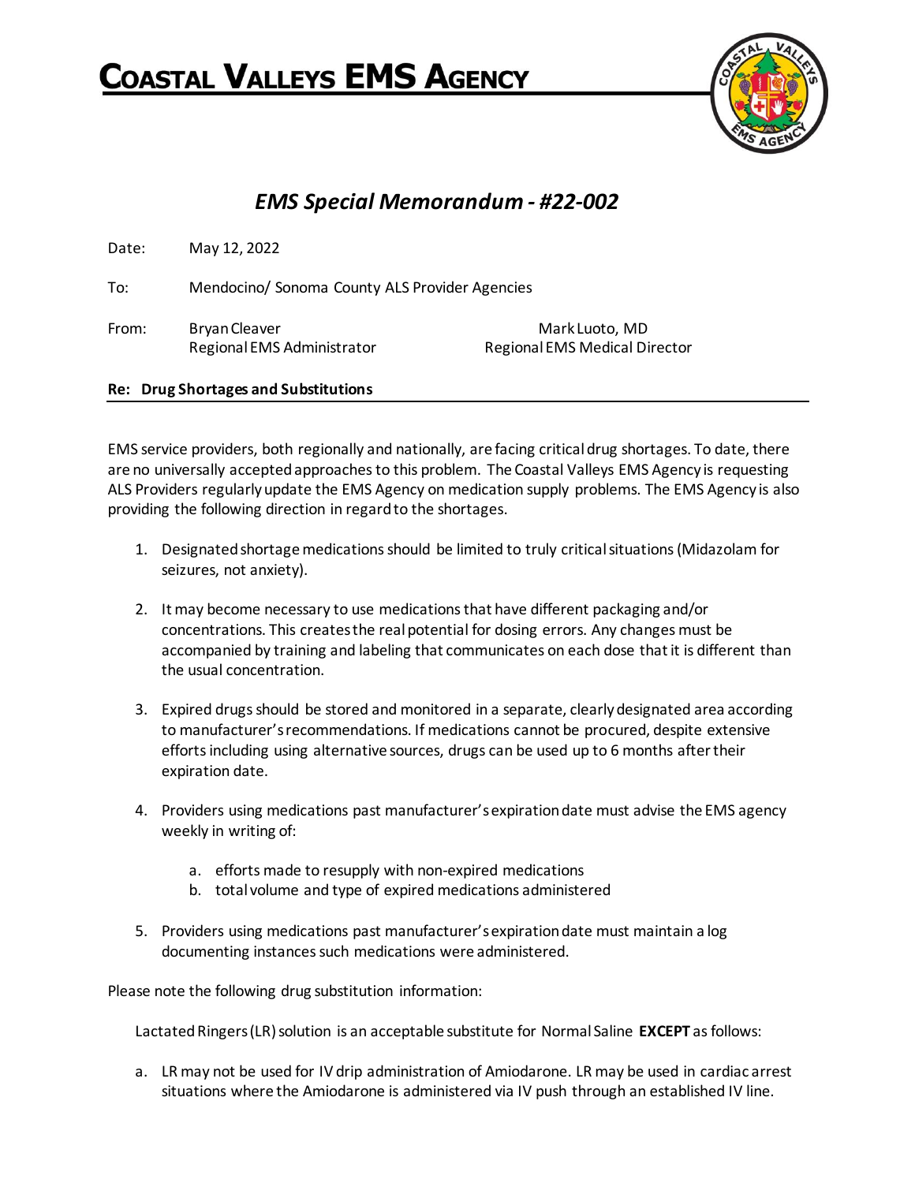# COASTAL VALLEYS EMS AGENCY

## *EMS Special Memorandum - #22-002*

Date: May 12, 2022

To: Mendocino/ Sonoma County ALS Provider Agencies

From: Bryan Cleaver, Regional EMS Administrator; Mark Luoto, MD, Regional EMS Medical Director

**Re: Drug Shortages and Substitutions**

EMS service providers, both regionally and nationally, are facing critical drug shortages. To date, there are no universally accepted approaches to this problem. The Coastal Valleys EMS Agency is requesting ALS Providers regularly update the EMS Agency on medication supply problems. The EMS Agency is also providing the following direction in regard to the shortages.

1. Designated shortage medications should be limited to truly critical situations (Midazolam for seizures, not anxiety).

2. It may become necessary to use medications that have different packaging and/or concentrations. This creates the real potential for dosing errors. Any changes must be accompanied by training and labeling that communicates on each dose that it is different than the usual concentration.

3. Expired drugs should be stored and monitored in a separate, clearly designated area according to manufacturer's recommendations. If medications cannot be procured, despite extensive efforts including using alternative sources, drugs can be used up to 6 months after their expiration date.

4. Providers using medications past manufacturer's expiration date must advise the EMS agency weekly in writing of:

    a. efforts made to resupply with non-expired medications
    b. total volume and type of expired medications administered

5. Providers using medications past manufacturer's expiration date must maintain a log documenting instances such medications were administered.

Please note the following drug substitution information:

Lactated Ringers (LR) solution is an acceptable substitute for Normal Saline **EXCEPT** as follows:

a. LR may not be used for IV drip administration of Amiodarone. LR may be used in cardiac arrest situations where the Amiodarone is administered via IV push through an established IV line.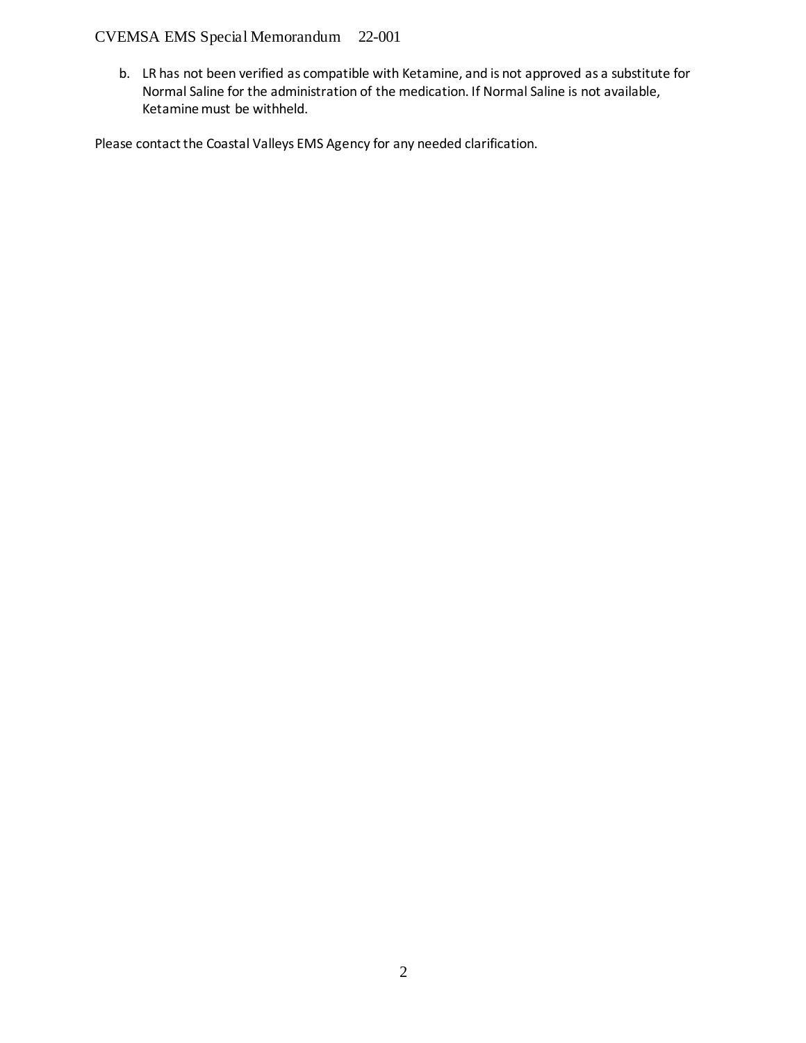b. LR has not been verified as compatible with Ketamine, and is not approved as a substitute for Normal Saline for the administration of the medication. If Normal Saline is not available, Ketamine must be withheld.

Please contact the Coastal Valleys EMS Agency for any needed clarification.